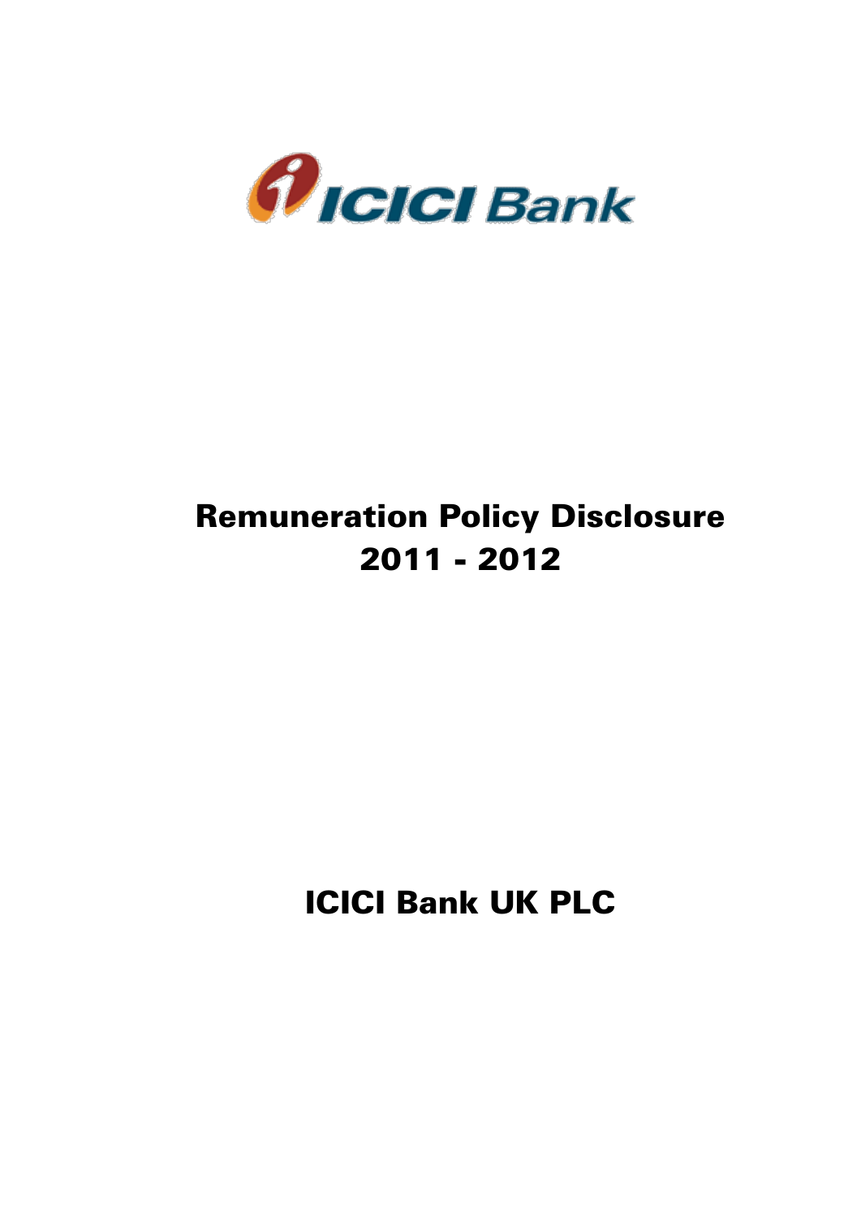ICICI Bank

# Remuneration Policy Disclosure 2011 - 2012

# ICICI Bank UK PLC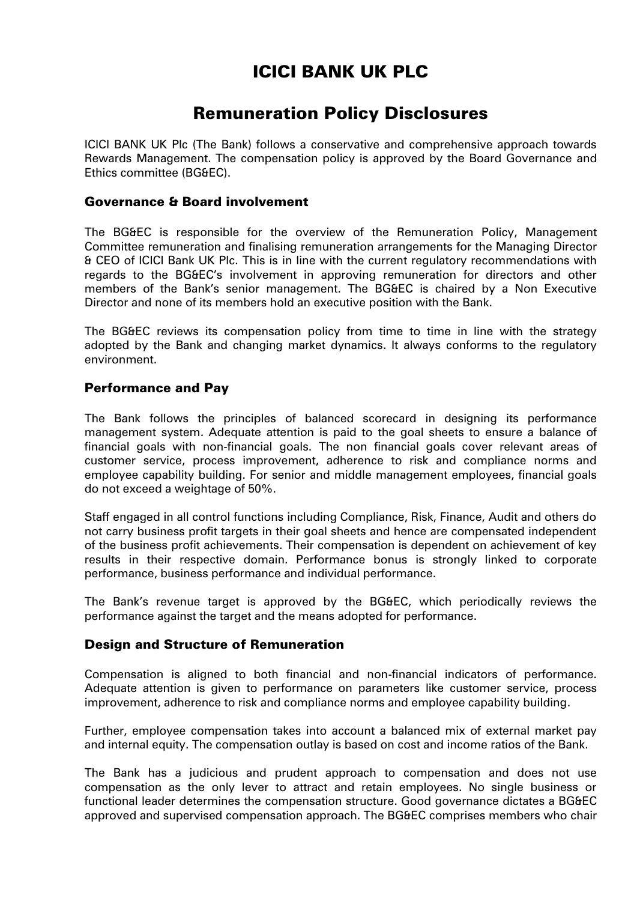// ICICI BANK UK PLC

## Remuneration Policy Disclosures

ICICI BANK UK Plc (The Bank) follows a conservative and comprehensive approach towards Rewards Management. The compensation policy is approved by the Board Governance and Ethics committee (BG&EC).

### Governance & Board involvement

The BG&EC is responsible for the overview of the Remuneration Policy, Management Committee remuneration and finalising remuneration arrangements for the Managing Director & CEO of ICICI Bank UK Plc. This is in line with the current regulatory recommendations with regards to the BG&EC's involvement in approving remuneration for directors and other members of the Bank's senior management. The BG&EC is chaired by a Non Executive Director and none of its members hold an executive position with the Bank.

The BG&EC reviews its compensation policy from time to time in line with the strategy adopted by the Bank and changing market dynamics. It always conforms to the regulatory environment.

### Performance and Pay

The Bank follows the principles of balanced scorecard in designing its performance management system. Adequate attention is paid to the goal sheets to ensure a balance of financial goals with non-financial goals. The non financial goals cover relevant areas of customer service, process improvement, adherence to risk and compliance norms and employee capability building. For senior and middle management employees, financial goals do not exceed a weightage of 50%.

Staff engaged in all control functions including Compliance, Risk, Finance, Audit and others do not carry business profit targets in their goal sheets and hence are compensated independent of the business profit achievements. Their compensation is dependent on achievement of key results in their respective domain. Performance bonus is strongly linked to corporate performance, business performance and individual performance.

The Bank's revenue target is approved by the BG&EC, which periodically reviews the performance against the target and the means adopted for performance.

### Design and Structure of Remuneration

Compensation is aligned to both financial and non-financial indicators of performance. Adequate attention is given to performance on parameters like customer service, process improvement, adherence to risk and compliance norms and employee capability building.

Further, employee compensation takes into account a balanced mix of external market pay and internal equity. The compensation outlay is based on cost and income ratios of the Bank.

The Bank has a judicious and prudent approach to compensation and does not use compensation as the only lever to attract and retain employees. No single business or functional leader determines the compensation structure. Good governance dictates a BG&EC approved and supervised compensation approach. The BG&EC comprises members who chair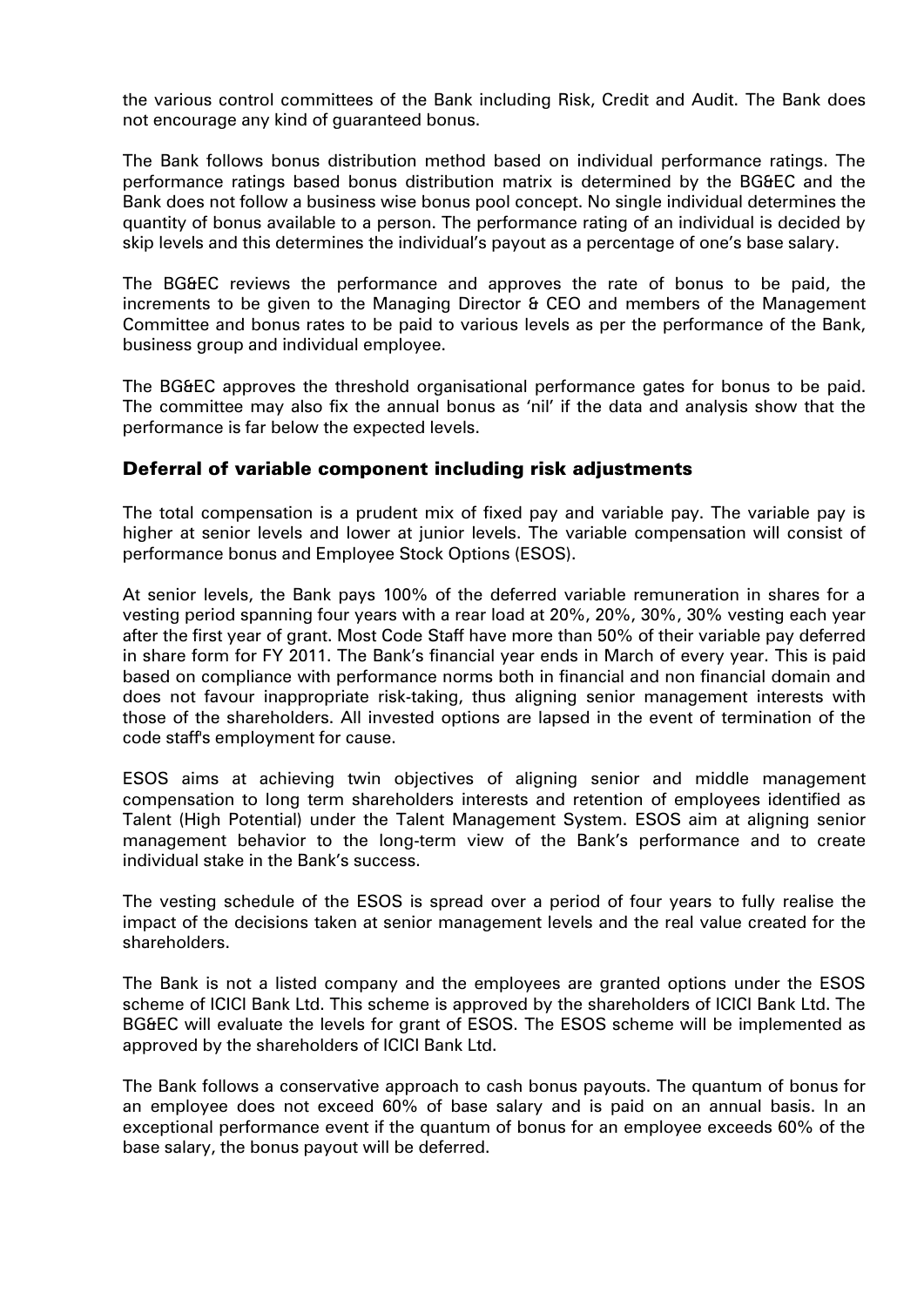the various control committees of the Bank including Risk, Credit and Audit. The Bank does not encourage any kind of guaranteed bonus.

The Bank follows bonus distribution method based on individual performance ratings. The performance ratings based bonus distribution matrix is determined by the BG&EC and the Bank does not follow a business wise bonus pool concept. No single individual determines the quantity of bonus available to a person. The performance rating of an individual is decided by skip levels and this determines the individual's payout as a percentage of one's base salary.

The BG&EC reviews the performance and approves the rate of bonus to be paid, the increments to be given to the Managing Director & CEO and members of the Management Committee and bonus rates to be paid to various levels as per the performance of the Bank, business group and individual employee.

The BG&EC approves the threshold organisational performance gates for bonus to be paid. The committee may also fix the annual bonus as 'nil' if the data and analysis show that the performance is far below the expected levels.

## Deferral of variable component including risk adjustments

The total compensation is a prudent mix of fixed pay and variable pay. The variable pay is higher at senior levels and lower at junior levels. The variable compensation will consist of performance bonus and Employee Stock Options (ESOS).

At senior levels, the Bank pays 100% of the deferred variable remuneration in shares for a vesting period spanning four years with a rear load at 20%, 20%, 30%, 30% vesting each year after the first year of grant. Most Code Staff have more than 50% of their variable pay deferred in share form for FY 2011. The Bank's financial year ends in March of every year. This is paid based on compliance with performance norms both in financial and non financial domain and does not favour inappropriate risk-taking, thus aligning senior management interests with those of the shareholders. All invested options are lapsed in the event of termination of the code staff's employment for cause.

ESOS aims at achieving twin objectives of aligning senior and middle management compensation to long term shareholders interests and retention of employees identified as Talent (High Potential) under the Talent Management System. ESOS aim at aligning senior management behavior to the long-term view of the Bank's performance and to create individual stake in the Bank's success.

The vesting schedule of the ESOS is spread over a period of four years to fully realise the impact of the decisions taken at senior management levels and the real value created for the shareholders.

The Bank is not a listed company and the employees are granted options under the ESOS scheme of ICICI Bank Ltd. This scheme is approved by the shareholders of ICICI Bank Ltd. The BG&EC will evaluate the levels for grant of ESOS. The ESOS scheme will be implemented as approved by the shareholders of ICICI Bank Ltd.

The Bank follows a conservative approach to cash bonus payouts. The quantum of bonus for an employee does not exceed 60% of base salary and is paid on an annual basis. In an exceptional performance event if the quantum of bonus for an employee exceeds 60% of the base salary, the bonus payout will be deferred.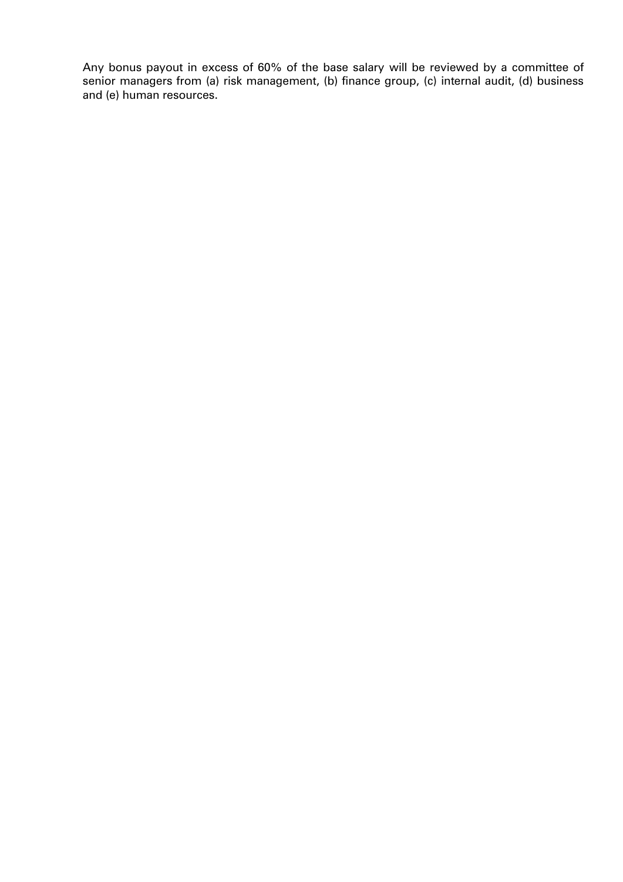Any bonus payout in excess of 60% of the base salary will be reviewed by a committee of senior managers from (a) risk management, (b) finance group, (c) internal audit, (d) business and (e) human resources.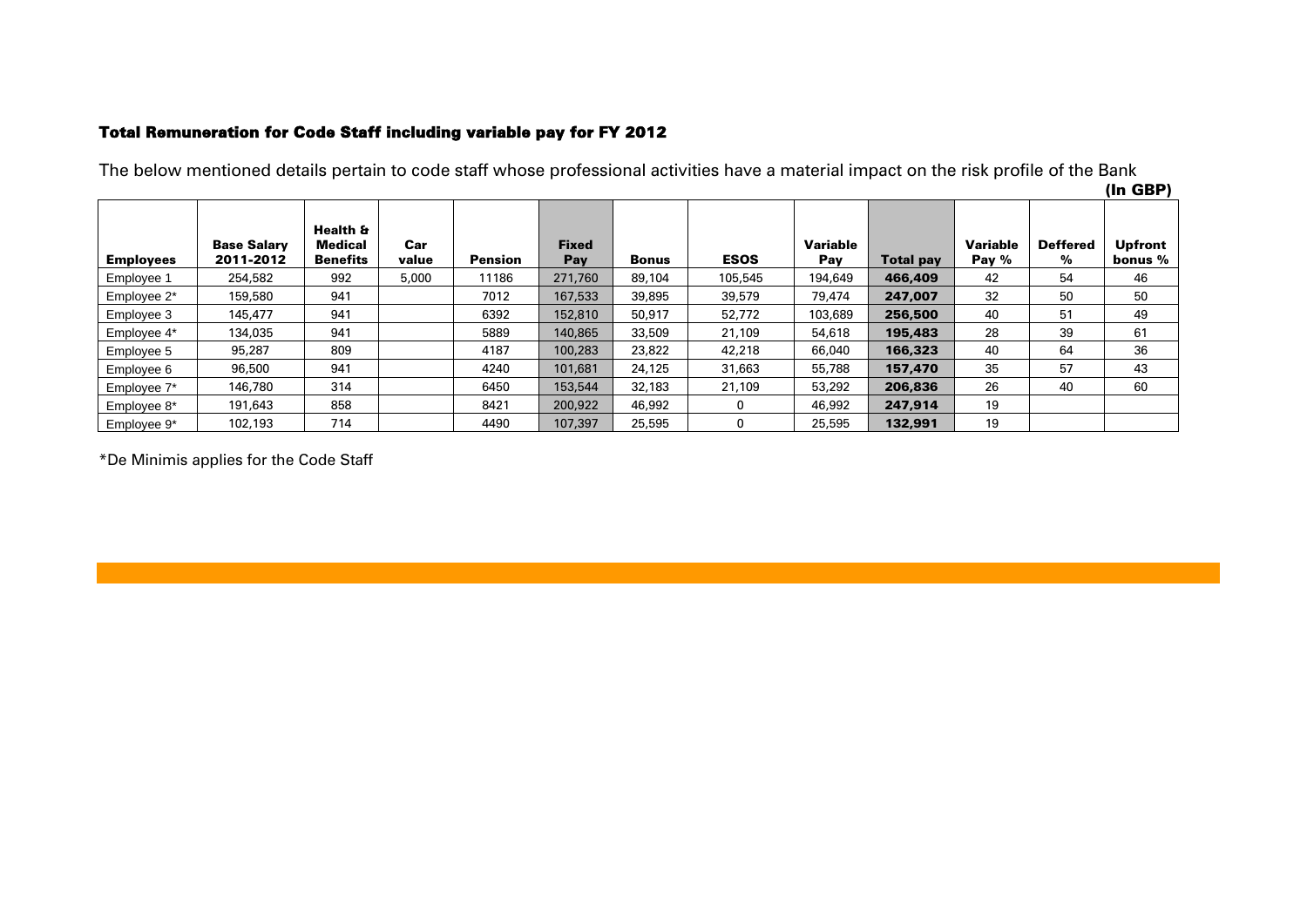### Total Remuneration for Code Staff including variable pay for FY 2012

The below mentioned details pertain to code staff whose professional activities have a material impact on the risk profile of the Bank

**(In GBP)**

| Employees | Base Salary 2011-2012 | Health & Medical Benefits | Car value | Pension | Fixed Pay | Bonus | ESOS | Variable Pay | Total pay | Variable Pay % | Deffered % | Upfront bonus % |
|---|---|---|---|---|---|---|---|---|---|---|---|---|
| Employee 1 | 254,582 | 992 | 5,000 | 11186 | 271,760 | 89,104 | 105,545 | 194,649 | **466,409** | 42 | 54 | 46 |
| Employee 2* | 159,580 | 941 | | 7012 | 167,533 | 39,895 | 39,579 | 79,474 | **247,007** | 32 | 50 | 50 |
| Employee 3 | 145,477 | 941 | | 6392 | 152,810 | 50,917 | 52,772 | 103,689 | **256,500** | 40 | 51 | 49 |
| Employee 4* | 134,035 | 941 | | 5889 | 140,865 | 33,509 | 21,109 | 54,618 | **195,483** | 28 | 39 | 61 |
| Employee 5 | 95,287 | 809 | | 4187 | 100,283 | 23,822 | 42,218 | 66,040 | **166,323** | 40 | 64 | 36 |
| Employee 6 | 96,500 | 941 | | 4240 | 101,681 | 24,125 | 31,663 | 55,788 | **157,470** | 35 | 57 | 43 |
| Employee 7* | 146,780 | 314 | | 6450 | 153,544 | 32,183 | 21,109 | 53,292 | **206,836** | 26 | 40 | 60 |
| Employee 8* | 191,643 | 858 | | 8421 | 200,922 | 46,992 | 0 | 46,992 | **247,914** | 19 | | |
| Employee 9* | 102,193 | 714 | | 4490 | 107,397 | 25,595 | 0 | 25,595 | **132,991** | 19 | | |

*De Minimis applies for the Code Staff